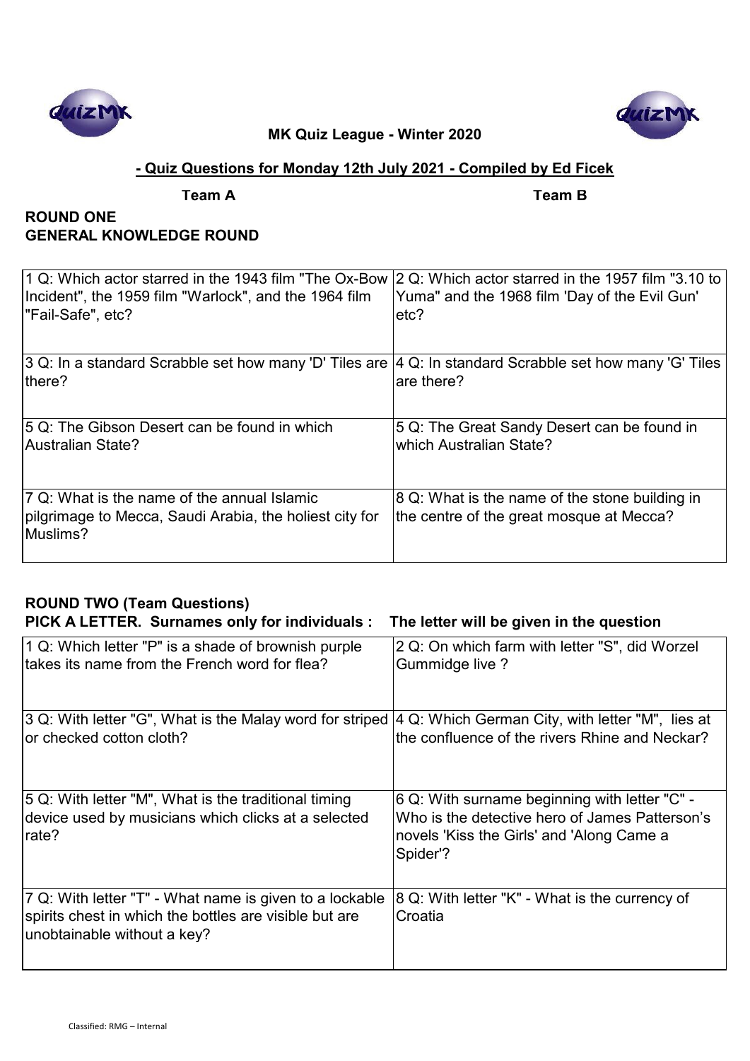**MK Quiz League - Winter 2020**

**- Quiz Questions for Monday 12th July 2021 - Compiled by Ed Ficek**

**Team A** **Team B**

## ROUND ONE
## GENERAL KNOWLEDGE ROUND

| Team A | Team B |
|---|---|
| 1 Q: Which actor starred in the 1943 film "The Ox-Bow Incident", the 1959 film "Warlock", and the 1964 film "Fail-Safe", etc? | 2 Q: Which actor starred in the 1957 film "3.10 to Yuma" and the 1968 film 'Day of the Evil Gun' etc? |
| 3 Q: In a standard Scrabble set how many 'D' Tiles are there? | 4 Q: In standard Scrabble set how many 'G' Tiles are there? |
| 5 Q: The Gibson Desert can be found in which Australian State? | 5 Q: The Great Sandy Desert can be found in which Australian State? |
| 7 Q: What is the name of the annual Islamic pilgrimage to Mecca, Saudi Arabia, the holiest city for Muslims? | 8 Q: What is the name of the stone building in the centre of the great mosque at Mecca? |

## ROUND TWO (Team Questions)
**PICK A LETTER. Surnames only for individuals : The letter will be given in the question**

| Team A | Team B |
|---|---|
| 1 Q: Which letter "P" is a shade of brownish purple takes its name from the French word for flea? | 2 Q: On which farm with letter "S", did Worzel Gummidge live ? |
| 3 Q: With letter "G", What is the Malay word for striped or checked cotton cloth? | 4 Q: Which German City, with letter "M", lies at the confluence of the rivers Rhine and Neckar? |
| 5 Q: With letter "M", What is the traditional timing device used by musicians which clicks at a selected rate? | 6 Q: With surname beginning with letter "C" - Who is the detective hero of James Patterson's novels 'Kiss the Girls' and 'Along Came a Spider'? |
| 7 Q: With letter "T" - What name is given to a lockable spirits chest in which the bottles are visible but are unobtainable without a key? | 8 Q: With letter "K" - What is the currency of Croatia |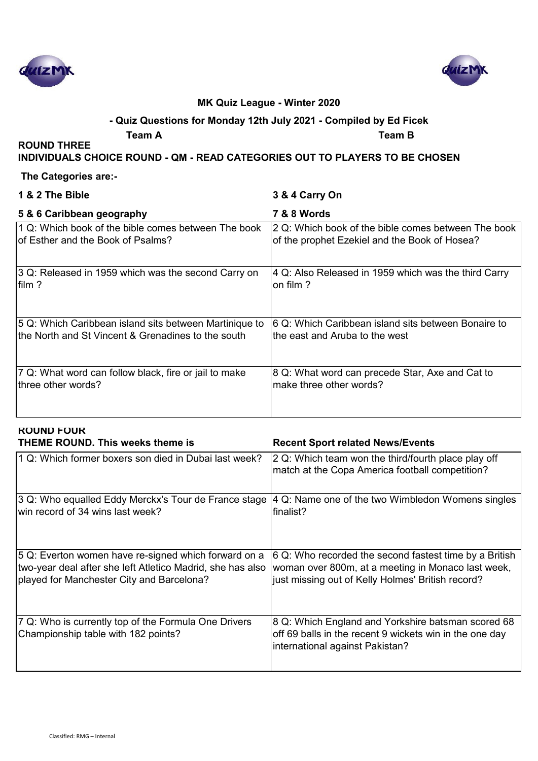**MK Quiz League - Winter 2020**

**- Quiz Questions for Monday 12th July 2021 - Compiled by Ed Ficek**

**Team A** **Team B**

**ROUND THREE**

**INDIVIDUALS CHOICE ROUND - QM - READ CATEGORIES OUT TO PLAYERS TO BE CHOSEN**

**The Categories are:-**

| **1 & 2 The Bible** | **3 & 4 Carry On** |
|---|---|
| **5 & 6 Caribbean geography** | **7 & 8 Words** |
| 1 Q: Which book of the bible comes between The book of Esther and the Book of Psalms? | 2 Q: Which book of the bible comes between The book of the prophet Ezekiel and the Book of Hosea? |
| 3 Q: Released in 1959 which was the second Carry on film ? | 4 Q: Also Released in 1959 which was the third Carry on film ? |
| 5 Q: Which Caribbean island sits between Martinique to the North and St Vincent & Grenadines to the south | 6 Q: Which Caribbean island sits between Bonaire to the east and Aruba to the west |
| 7 Q: What word can follow black, fire or jail to make three other words? | 8 Q: What word can precede Star, Axe and Cat to make three other words? |

**ROUND FOUR**

| **THEME ROUND. This weeks theme is** | **Recent Sport related News/Events** |
|---|---|
| 1 Q: Which former boxers son died in Dubai last week? | 2 Q: Which team won the third/fourth place play off match at the Copa America football competition? |
| 3 Q: Who equalled Eddy Merckx's Tour de France stage win record of 34 wins last week? | 4 Q: Name one of the two Wimbledon Womens singles finalist? |
| 5 Q: Everton women have re-signed which forward on a two-year deal after she left Atletico Madrid, she has also played for Manchester City and Barcelona? | 6 Q: Who recorded the second fastest time by a British woman over 800m, at a meeting in Monaco last week, just missing out of Kelly Holmes' British record? |
| 7 Q: Who is currently top of the Formula One Drivers Championship table with 182 points? | 8 Q: Which England and Yorkshire batsman scored 68 off 69 balls in the recent 9 wickets win in the one day international against Pakistan? |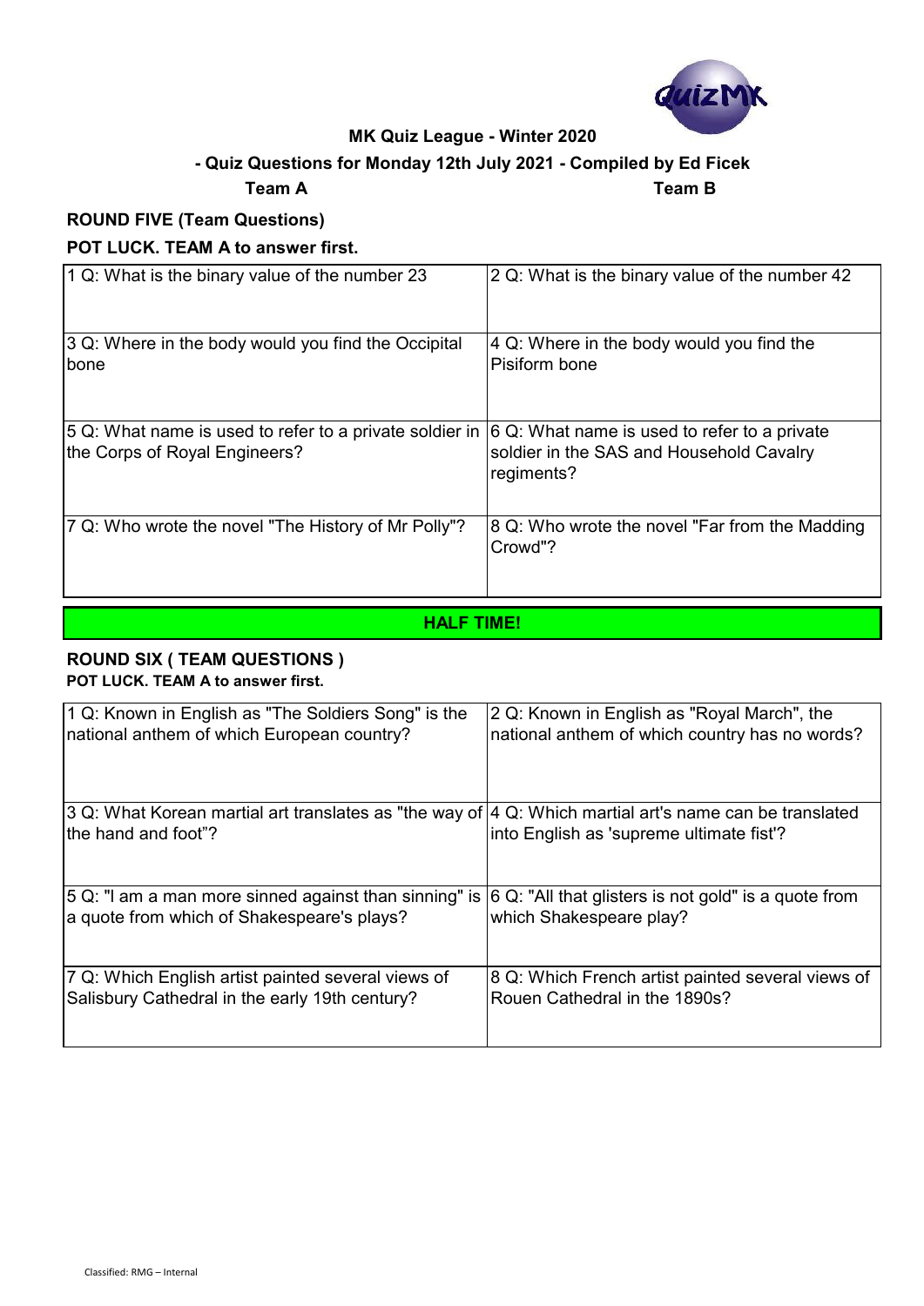**MK Quiz League - Winter 2020**

**- Quiz Questions for Monday 12th July 2021 - Compiled by Ed Ficek**

**Team A** **Team B**

## ROUND FIVE (Team Questions)

**POT LUCK. TEAM A to answer first.**

| | |
|---|---|
| 1 Q: What is the binary value of the number 23 | 2 Q: What is the binary value of the number 42 |
| 3 Q: Where in the body would you find the Occipital bone | 4 Q: Where in the body would you find the Pisiform bone |
| 5 Q: What name is used to refer to a private soldier in the Corps of Royal Engineers? | 6 Q: What name is used to refer to a private soldier in the SAS and Household Cavalry regiments? |
| 7 Q: Who wrote the novel "The History of Mr Polly"? | 8 Q: Who wrote the novel "Far from the Madding Crowd"? |

**HALF TIME!**

## ROUND SIX ( TEAM QUESTIONS )

**POT LUCK. TEAM A to answer first.**

| | |
|---|---|
| 1 Q: Known in English as "The Soldiers Song" is the national anthem of which European country? | 2 Q: Known in English as "Royal March", the national anthem of which country has no words? |
| 3 Q: What Korean martial art translates as "the way of the hand and foot"? | 4 Q: Which martial art's name can be translated into English as 'supreme ultimate fist'? |
| 5 Q: "I am a man more sinned against than sinning" is a quote from which of Shakespeare's plays? | 6 Q: "All that glisters is not gold" is a quote from which Shakespeare play? |
| 7 Q: Which English artist painted several views of Salisbury Cathedral in the early 19th century? | 8 Q: Which French artist painted several views of Rouen Cathedral in the 1890s? |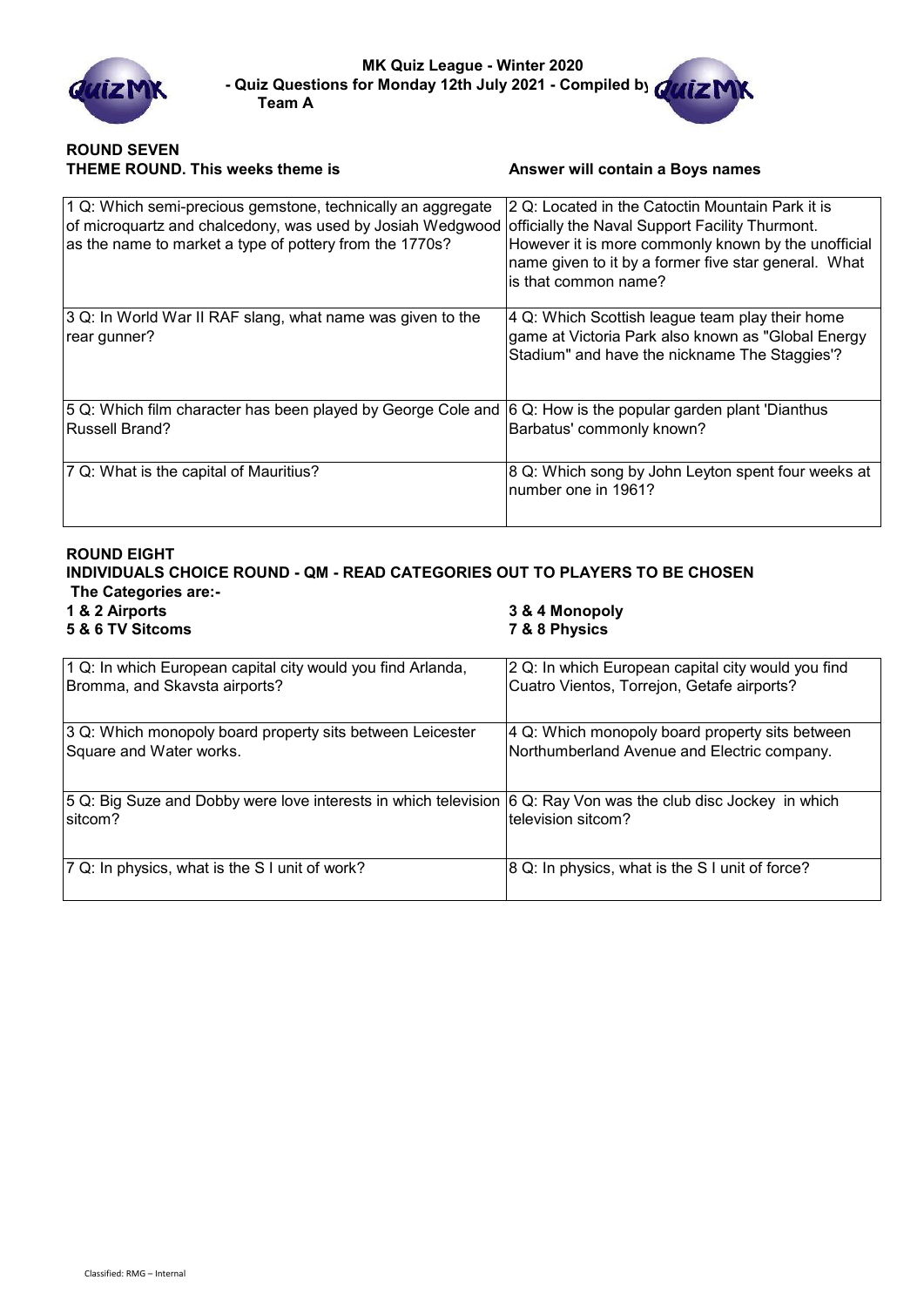**MK Quiz League - Winter 2020**
**- Quiz Questions for Monday 12th July 2021 - Compiled by**
**Team A**

## ROUND SEVEN

**THEME ROUND. This weeks theme is** **Answer will contain a Boys names**

| | |
|---|---|
| 1 Q: Which semi-precious gemstone, technically an aggregate of microquartz and chalcedony, was used by Josiah Wedgwood as the name to market a type of pottery from the 1770s? | 2 Q: Located in the Catoctin Mountain Park it is officially the Naval Support Facility Thurmont. However it is more commonly known by the unofficial name given to it by a former five star general. What is that common name? |
| 3 Q: In World War II RAF slang, what name was given to the rear gunner? | 4 Q: Which Scottish league team play their home game at Victoria Park also known as "Global Energy Stadium" and have the nickname The Staggies'? |
| 5 Q: Which film character has been played by George Cole and Russell Brand? | 6 Q: How is the popular garden plant 'Dianthus Barbatus' commonly known? |
| 7 Q: What is the capital of Mauritius? | 8 Q: Which song by John Leyton spent four weeks at number one in 1961? |

## ROUND EIGHT

**INDIVIDUALS CHOICE ROUND - QM - READ CATEGORIES OUT TO PLAYERS TO BE CHOSEN**

**The Categories are:-**

**1 & 2 Airports**
**3 & 4 Monopoly**
**5 & 6 TV Sitcoms**
**7 & 8 Physics**

| | |
|---|---|
| 1 Q: In which European capital city would you find Arlanda, Bromma, and Skavsta airports? | 2 Q: In which European capital city would you find Cuatro Vientos, Torrejon, Getafe airports? |
| 3 Q: Which monopoly board property sits between Leicester Square and Water works. | 4 Q: Which monopoly board property sits between Northumberland Avenue and Electric company. |
| 5 Q: Big Suze and Dobby were love interests in which television sitcom? | 6 Q: Ray Von was the club disc Jockey in which television sitcom? |
| 7 Q: In physics, what is the S I unit of work? | 8 Q: In physics, what is the S I unit of force? |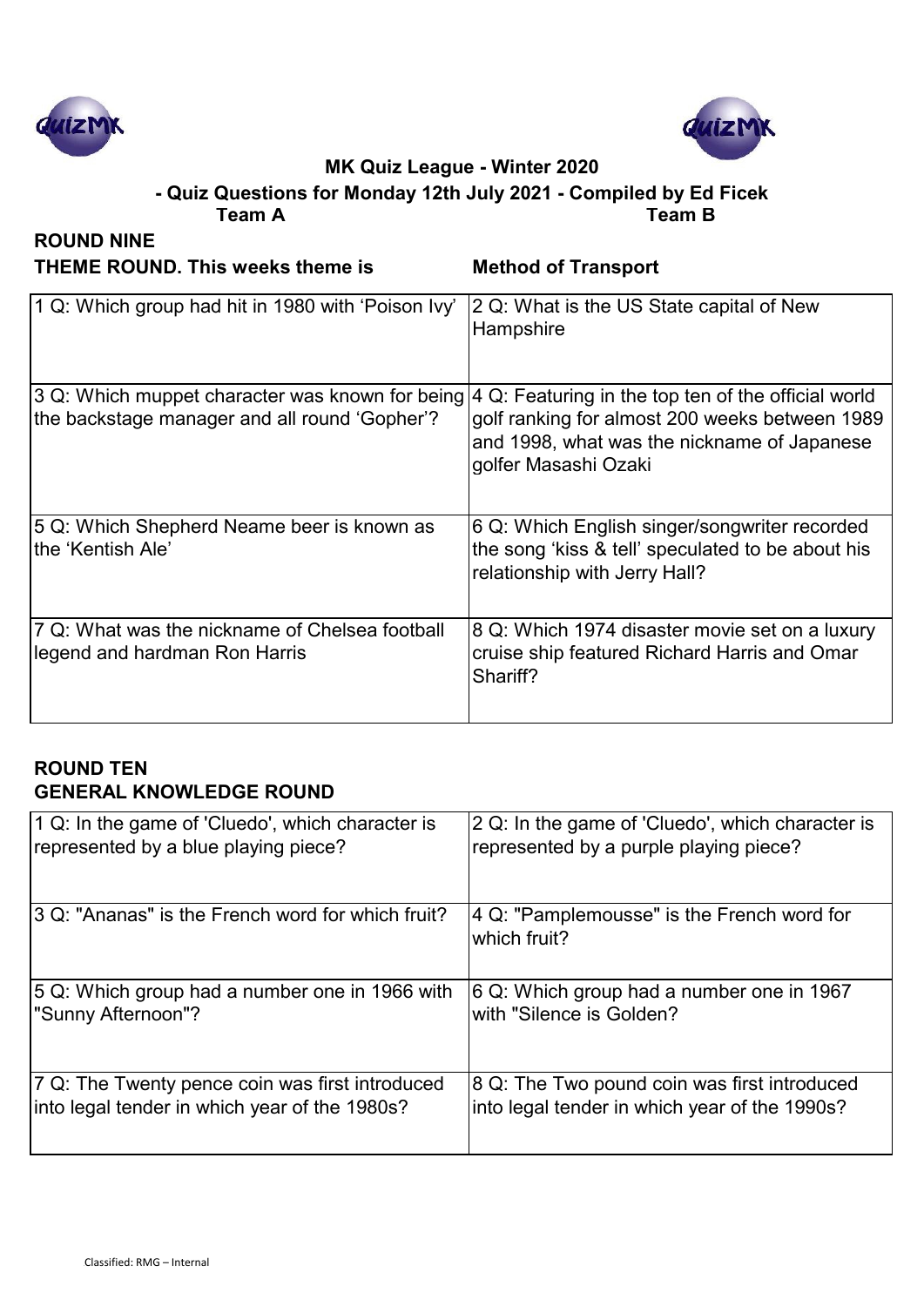**MK Quiz League - Winter 2020**

**- Quiz Questions for Monday 12th July 2021 - Compiled by Ed Ficek**

**Team A** **Team B**

**ROUND NINE**

**THEME ROUND. This weeks theme is** **Method of Transport**

| Team A | Team B |
|---|---|
| 1 Q: Which group had hit in 1980 with 'Poison Ivy' | 2 Q: What is the US State capital of New Hampshire |
| 3 Q: Which muppet character was known for being the backstage manager and all round 'Gopher'? | 4 Q: Featuring in the top ten of the official world golf ranking for almost 200 weeks between 1989 and 1998, what was the nickname of Japanese golfer Masashi Ozaki |
| 5 Q: Which Shepherd Neame beer is known as the 'Kentish Ale' | 6 Q: Which English singer/songwriter recorded the song 'kiss & tell' speculated to be about his relationship with Jerry Hall? |
| 7 Q: What was the nickname of Chelsea football legend and hardman Ron Harris | 8 Q: Which 1974 disaster movie set on a luxury cruise ship featured Richard Harris and Omar Shariff? |

**ROUND TEN**

**GENERAL KNOWLEDGE ROUND**

| Team A | Team B |
|---|---|
| 1 Q: In the game of 'Cluedo', which character is represented by a blue playing piece? | 2 Q: In the game of 'Cluedo', which character is represented by a purple playing piece? |
| 3 Q: "Ananas" is the French word for which fruit? | 4 Q: "Pamplemousse" is the French word for which fruit? |
| 5 Q: Which group had a number one in 1966 with "Sunny Afternoon"? | 6 Q: Which group had a number one in 1967 with "Silence is Golden? |
| 7 Q: The Twenty pence coin was first introduced into legal tender in which year of the 1980s? | 8 Q: The Two pound coin was first introduced into legal tender in which year of the 1990s? |

Classified: RMG – Internal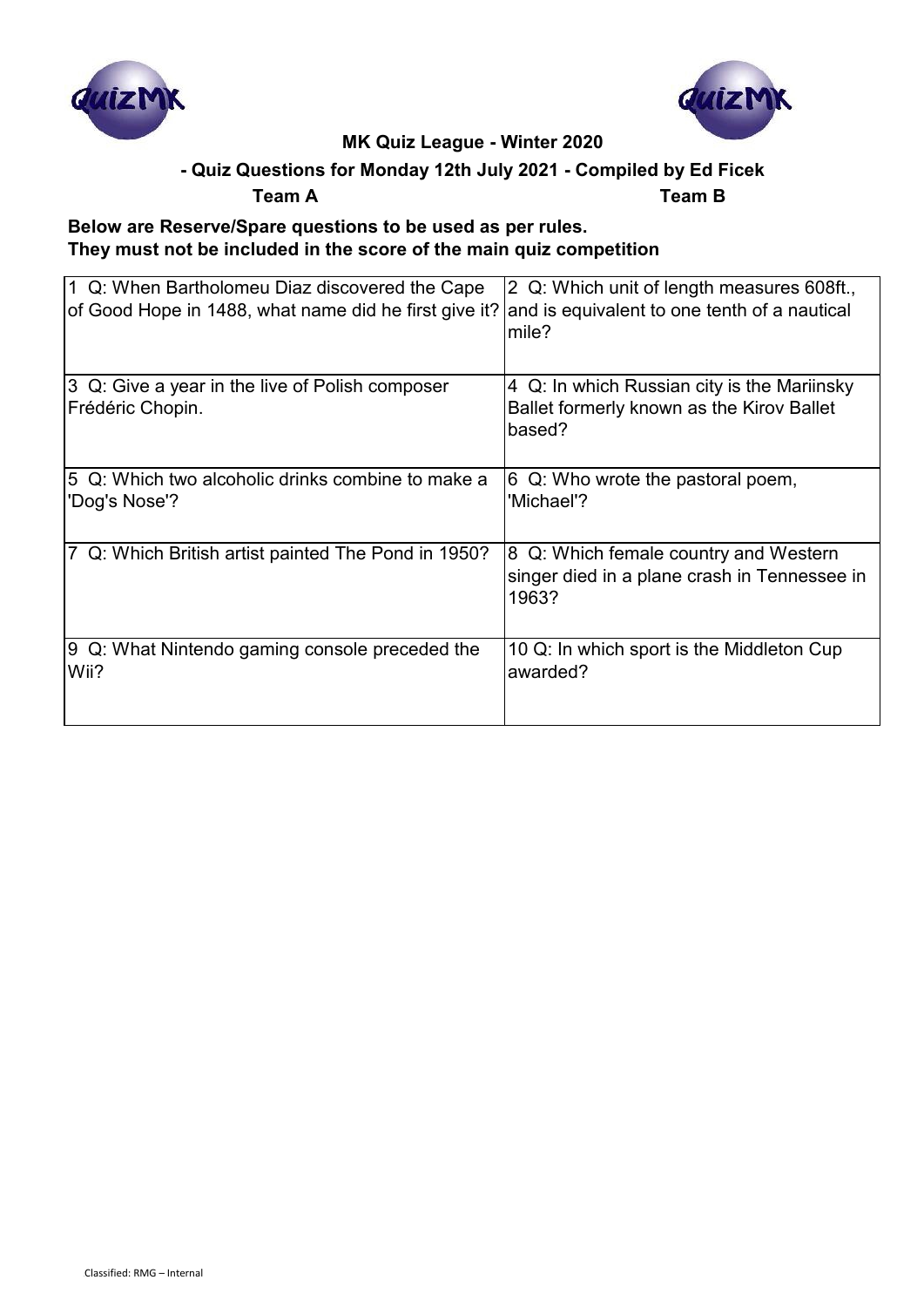**MK Quiz League - Winter 2020**

**- Quiz Questions for Monday 12th July 2021 - Compiled by Ed Ficek**

**Team A** **Team B**

**Below are Reserve/Spare questions to be used as per rules.**
**They must not be included in the score of the main quiz competition**

| | |
|---|---|
| 1 Q: When Bartholomeu Diaz discovered the Cape of Good Hope in 1488, what name did he first give it? | 2 Q: Which unit of length measures 608ft., and is equivalent to one tenth of a nautical mile? |
| 3 Q: Give a year in the live of Polish composer Frédéric Chopin. | 4 Q: In which Russian city is the Mariinsky Ballet formerly known as the Kirov Ballet based? |
| 5 Q: Which two alcoholic drinks combine to make a 'Dog's Nose'? | 6 Q: Who wrote the pastoral poem, 'Michael'? |
| 7 Q: Which British artist painted The Pond in 1950? | 8 Q: Which female country and Western singer died in a plane crash in Tennessee in 1963? |
| 9 Q: What Nintendo gaming console preceded the Wii? | 10 Q: In which sport is the Middleton Cup awarded? |

Classified: RMG – Internal